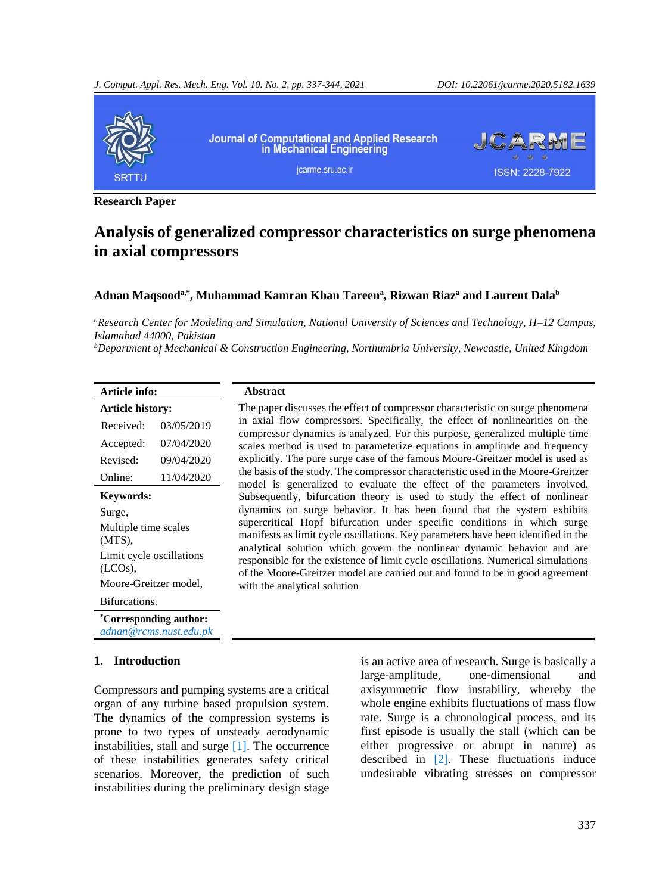Research Paper

# Analysis of generalized compressor characteristics on surge phenomena in axial compressors

**Adnan Maqsood[a,*], Muhammad Kamran Khan Tareen[a], Rizwan Riaz[a] and Laurent Dala[b]**

[a] *Research Center for Modeling and Simulation, National University of Sciences and Technology, H–12 Campus, Islamabad 44000, Pakistan*
[b] *Department of Mechanical & Construction Engineering, Northumbria University, Newcastle, United Kingdom*

**Article info:**

**Article history:**

| | |
|---|---|
| Received: | 03/05/2019 |
| Accepted: | 07/04/2020 |
| Revised: | 09/04/2020 |
| Online: | 11/04/2020 |

**Keywords:**

Surge,
Multiple time scales (MTS),
Limit cycle oscillations (LCOs),
Moore-Greitzer model,
Bifurcations.

**[*]Corresponding author:**
*adnan@rcms.nust.edu.pk*

**Abstract**

The paper discusses the effect of compressor characteristic on surge phenomena in axial flow compressors. Specifically, the effect of nonlinearities on the compressor dynamics is analyzed. For this purpose, generalized multiple time scales method is used to parameterize equations in amplitude and frequency explicitly. The pure surge case of the famous Moore-Greitzer model is used as the basis of the study. The compressor characteristic used in the Moore-Greitzer model is generalized to evaluate the effect of the parameters involved. Subsequently, bifurcation theory is used to study the effect of nonlinear dynamics on surge behavior. It has been found that the system exhibits supercritical Hopf bifurcation under specific conditions in which surge manifests as limit cycle oscillations. Key parameters have been identified in the analytical solution which govern the nonlinear dynamic behavior and are responsible for the existence of limit cycle oscillations. Numerical simulations of the Moore-Greitzer model are carried out and found to be in good agreement with the analytical solution

## 1. Introduction

Compressors and pumping systems are a critical organ of any turbine based propulsion system. The dynamics of the compression systems is prone to two types of unsteady aerodynamic instabilities, stall and surge [1]. The occurrence of these instabilities generates safety critical scenarios. Moreover, the prediction of such instabilities during the preliminary design stage is an active area of research. Surge is basically a large-amplitude, one-dimensional and axisymmetric flow instability, whereby the whole engine exhibits fluctuations of mass flow rate. Surge is a chronological process, and its first episode is usually the stall (which can be either progressive or abrupt in nature) as described in [2]. These fluctuations induce undesirable vibrating stresses on compressor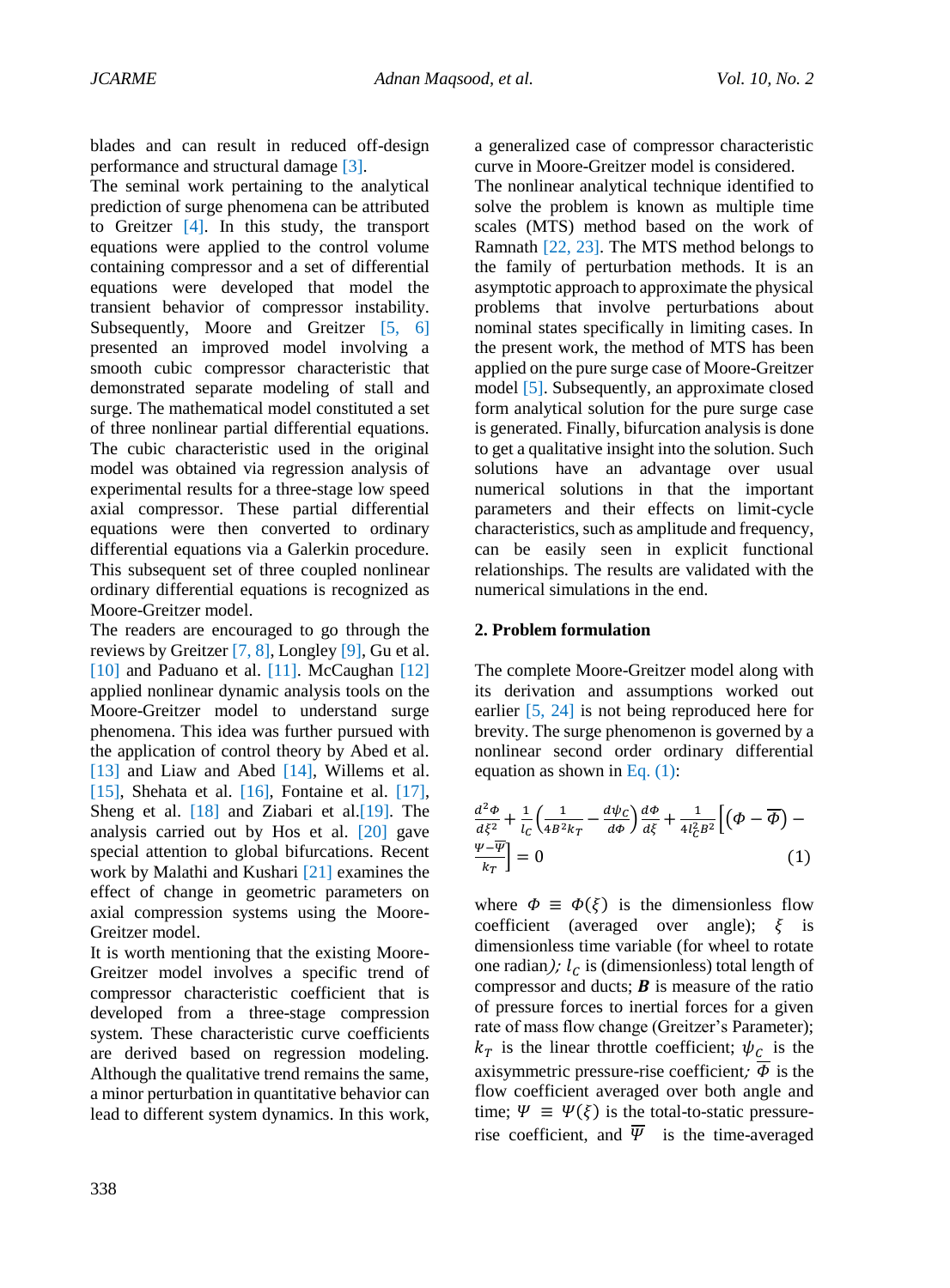blades and can result in reduced off-design performance and structural damage [3].

The seminal work pertaining to the analytical prediction of surge phenomena can be attributed to Greitzer [4]. In this study, the transport equations were applied to the control volume containing compressor and a set of differential equations were developed that model the transient behavior of compressor instability. Subsequently, Moore and Greitzer [5, 6] presented an improved model involving a smooth cubic compressor characteristic that demonstrated separate modeling of stall and surge. The mathematical model constituted a set of three nonlinear partial differential equations. The cubic characteristic used in the original model was obtained via regression analysis of experimental results for a three-stage low speed axial compressor. These partial differential equations were then converted to ordinary differential equations via a Galerkin procedure. This subsequent set of three coupled nonlinear ordinary differential equations is recognized as Moore-Greitzer model.

The readers are encouraged to go through the reviews by Greitzer [7, 8], Longley [9], Gu et al. [10] and Paduano et al. [11]. McCaughan [12] applied nonlinear dynamic analysis tools on the Moore-Greitzer model to understand surge phenomena. This idea was further pursued with the application of control theory by Abed et al. [13] and Liaw and Abed [14], Willems et al. [15], Shehata et al. [16], Fontaine et al. [17], Sheng et al. [18] and Ziabari et al.[19]. The analysis carried out by Hos et al. [20] gave special attention to global bifurcations. Recent work by Malathi and Kushari [21] examines the effect of change in geometric parameters on axial compression systems using the Moore-Greitzer model.

It is worth mentioning that the existing Moore-Greitzer model involves a specific trend of compressor characteristic coefficient that is developed from a three-stage compression system. These characteristic curve coefficients are derived based on regression modeling. Although the qualitative trend remains the same, a minor perturbation in quantitative behavior can lead to different system dynamics. In this work, a generalized case of compressor characteristic curve in Moore-Greitzer model is considered.

The nonlinear analytical technique identified to solve the problem is known as multiple time scales (MTS) method based on the work of Ramnath [22, 23]. The MTS method belongs to the family of perturbation methods. It is an asymptotic approach to approximate the physical problems that involve perturbations about nominal states specifically in limiting cases. In the present work, the method of MTS has been applied on the pure surge case of Moore-Greitzer model [5]. Subsequently, an approximate closed form analytical solution for the pure surge case is generated. Finally, bifurcation analysis is done to get a qualitative insight into the solution. Such solutions have an advantage over usual numerical solutions in that the important parameters and their effects on limit-cycle characteristics, such as amplitude and frequency, can be easily seen in explicit functional relationships. The results are validated with the numerical simulations in the end.

## 2. Problem formulation

The complete Moore-Greitzer model along with its derivation and assumptions worked out earlier [5, 24] is not being reproduced here for brevity. The surge phenomenon is governed by a nonlinear second order ordinary differential equation as shown in Eq. (1):

$$\frac{d^2\Phi}{d\xi^2} + \frac{1}{l_C}\left(\frac{1}{4B^2k_T} - \frac{d\psi_C}{d\Phi}\right)\frac{d\Phi}{d\xi} + \frac{1}{4l_C^2B^2}\left[\left(\Phi - \overline{\Phi}\right) - \frac{\Psi - \overline{\Psi}}{k_T}\right] = 0 \tag{1}$$

where $\Phi \equiv \Phi(\xi)$ is the dimensionless flow coefficient (averaged over angle); $\xi$ is dimensionless time variable (for wheel to rotate one radian); $l_C$ is (dimensionless) total length of compressor and ducts; $\boldsymbol{B}$ is measure of the ratio of pressure forces to inertial forces for a given rate of mass flow change (Greitzer's Parameter); $k_T$ is the linear throttle coefficient; $\psi_C$ is the axisymmetric pressure-rise coefficient; $\overline{\Phi}$ is the flow coefficient averaged over both angle and time; $\Psi \equiv \Psi(\xi)$ is the total-to-static pressure-rise coefficient, and $\overline{\Psi}$ is the time-averaged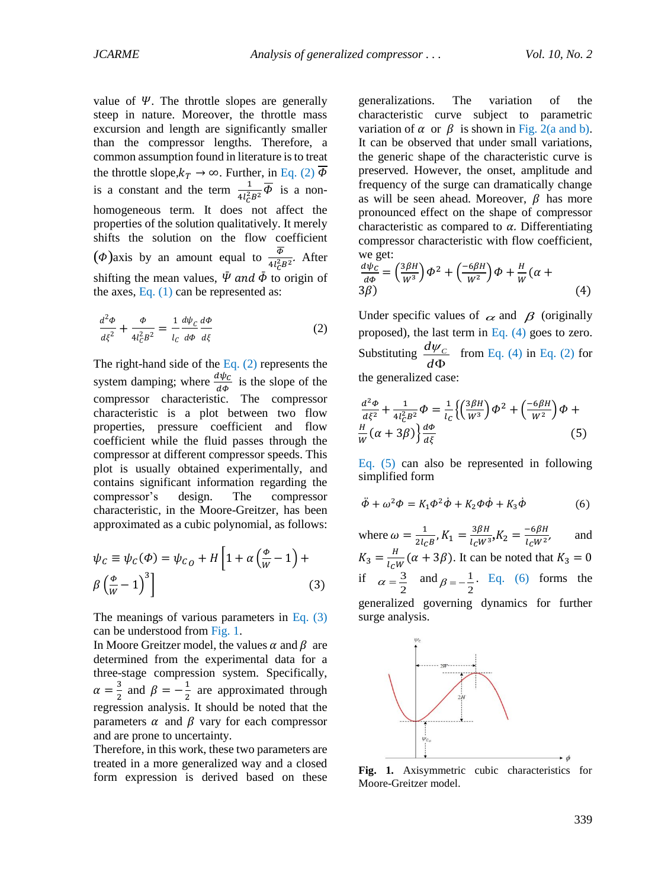value of $\Psi$. The throttle slopes are generally steep in nature. Moreover, the throttle mass excursion and length are significantly smaller than the compressor lengths. Therefore, a common assumption found in literature is to treat the throttle slope, $k_T \rightarrow \infty$. Further, in Eq. (2) $\overline{\Phi}$ is a constant and the term $\frac{1}{4l_C^2B^2}\overline{\Phi}$ is a non-homogeneous term. It does not affect the properties of the solution qualitatively. It merely shifts the solution on the flow coefficient $(\Phi)$axis by an amount equal to $\frac{\overline{\Phi}}{4l_C^2B^2}$. After shifting the mean values, $\bar{\Psi}$ and $\bar{\Phi}$ to origin of the axes, Eq. (1) can be represented as:

$$\frac{d^2\Phi}{d\xi^2} + \frac{\Phi}{4l_C^2B^2} = \frac{1}{l_C}\frac{d\psi_C}{d\Phi}\frac{d\Phi}{d\xi} \tag{2}$$

The right-hand side of the Eq. (2) represents the system damping; where $\frac{d\psi_C}{d\Phi}$ is the slope of the compressor characteristic. The compressor characteristic is a plot between two flow properties, pressure coefficient and flow coefficient while the fluid passes through the compressor at different compressor speeds. This plot is usually obtained experimentally, and contains significant information regarding the compressor's design. The compressor characteristic, in the Moore-Greitzer, has been approximated as a cubic polynomial, as follows:

$$\psi_C \equiv \psi_C(\Phi) = \psi_{C_O} + H\left[1 + \alpha\left(\frac{\Phi}{W} - 1\right) + \beta\left(\frac{\Phi}{W} - 1\right)^3\right] \tag{3}$$

The meanings of various parameters in Eq. (3) can be understood from Fig. 1.

In Moore Greitzer model, the values $\alpha$ and $\beta$ are determined from the experimental data for a three-stage compression system. Specifically, $\alpha = \frac{3}{2}$ and $\beta = -\frac{1}{2}$ are approximated through regression analysis. It should be noted that the parameters $\alpha$ and $\beta$ vary for each compressor and are prone to uncertainty.

Therefore, in this work, these two parameters are treated in a more generalized way and a closed form expression is derived based on these generalizations. The variation of the characteristic curve subject to parametric variation of $\alpha$ or $\beta$ is shown in Fig. 2(a and b). It can be observed that under small variations, the generic shape of the characteristic curve is preserved. However, the onset, amplitude and frequency of the surge can dramatically change as will be seen ahead. Moreover, $\beta$ has more pronounced effect on the shape of compressor characteristic as compared to $\alpha$. Differentiating compressor characteristic with flow coefficient, we get:

$$\frac{d\psi_C}{d\Phi} = \left(\frac{3\beta H}{W^3}\right)\Phi^2 + \left(\frac{-6\beta H}{W^2}\right)\Phi + \frac{H}{W}(\alpha + 3\beta) \tag{4}$$

Under specific values of $\alpha$ and $\beta$ (originally proposed), the last term in Eq. (4) goes to zero. Substituting $\frac{d\psi_C}{d\Phi}$ from Eq. (4) in Eq. (2) for the generalized case:

$$\frac{d^2\Phi}{d\xi^2} + \frac{1}{4l_C^2B^2}\Phi = \frac{1}{l_C}\left\{\left(\frac{3\beta H}{W^3}\right)\Phi^2 + \left(\frac{-6\beta H}{W^2}\right)\Phi + \frac{H}{W}(\alpha + 3\beta)\right\}\frac{d\Phi}{d\xi} \tag{5}$$

Eq. (5) can also be represented in following simplified form

$$\ddot{\Phi} + \omega^2\Phi = K_1\Phi^2\dot{\Phi} + K_2\Phi\dot{\Phi} + K_3\dot{\Phi} \tag{6}$$

where $\omega = \frac{1}{2l_CB}$, $K_1 = \frac{3\beta H}{l_CW^3}$, $K_2 = \frac{-6\beta H}{l_CW^2}$, and $K_3 = \frac{H}{l_CW}(\alpha + 3\beta)$. It can be noted that $K_3 = 0$ if $\alpha = \frac{3}{2}$ and $\beta = -\frac{1}{2}$. Eq. (6) forms the generalized governing dynamics for further surge analysis.

**Fig. 1.** Axisymmetric cubic characteristics for Moore-Greitzer model.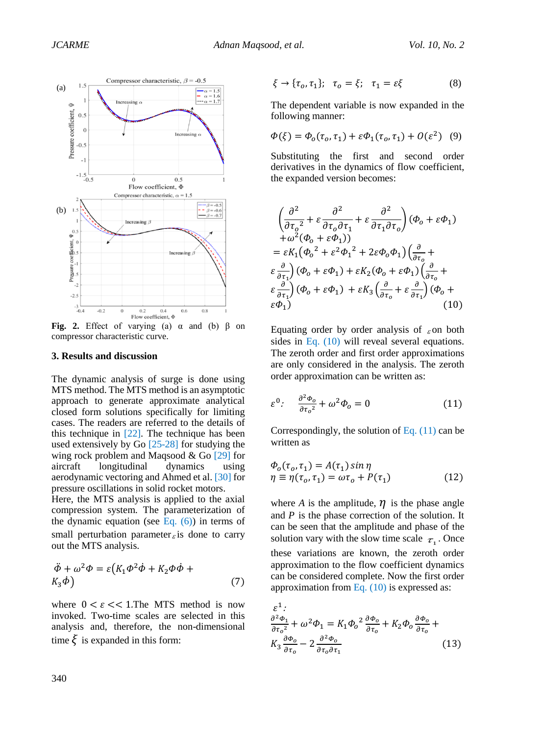**Fig. 2.** Effect of varying (a) α and (b) β on compressor characteristic curve.

## 3. Results and discussion

The dynamic analysis of surge is done using MTS method. The MTS method is an asymptotic approach to generate approximate analytical closed form solutions specifically for limiting cases. The readers are referred to the details of this technique in [22]. The technique has been used extensively by Go [25-28] for studying the wing rock problem and Maqsood & Go [29] for aircraft longitudinal dynamics using aerodynamic vectoring and Ahmed et al. [30] for pressure oscillations in solid rocket motors.

Here, the MTS analysis is applied to the axial compression system. The parameterization of the dynamic equation (see Eq. (6)) in terms of small perturbation parameter $\varepsilon$ is done to carry out the MTS analysis.

$$\ddot{\Phi} + \omega^2 \Phi = \varepsilon\left(K_1 \Phi^2 \dot{\Phi} + K_2 \Phi \dot{\Phi} + K_3 \dot{\Phi}\right) \tag{7}$$

where $0 < \varepsilon << 1$. The MTS method is now invoked. Two-time scales are selected in this analysis and, therefore, the non-dimensional time $\xi$ is expanded in this form:

$$\xi \rightarrow \{\tau_o, \tau_1\}; \quad \tau_o = \xi; \quad \tau_1 = \varepsilon \xi \tag{8}$$

The dependent variable is now expanded in the following manner:

$$\Phi(\xi) = \Phi_o(\tau_o, \tau_1) + \varepsilon \Phi_1(\tau_o, \tau_1) + O(\varepsilon^2) \tag{9}$$

Substituting the first and second order derivatives in the dynamics of flow coefficient, the expanded version becomes:

$$\begin{aligned}
&\left(\frac{\partial^2}{\partial {\tau_o}^2} + \varepsilon \frac{\partial^2}{\partial \tau_o \partial \tau_1} + \varepsilon \frac{\partial^2}{\partial \tau_1 \partial \tau_o}\right)(\Phi_o + \varepsilon \Phi_1) + \omega^2(\Phi_o + \varepsilon \Phi_1)) \\
&= \varepsilon K_1\left({\Phi_o}^2 + \varepsilon^2 {\Phi_1}^2 + 2\varepsilon \Phi_o \Phi_1\right)\left(\frac{\partial}{\partial \tau_o} + \varepsilon \frac{\partial}{\partial \tau_1}\right)(\Phi_o + \varepsilon \Phi_1) + \varepsilon K_2(\Phi_o + \varepsilon \Phi_1)\left(\frac{\partial}{\partial \tau_o} + \varepsilon \frac{\partial}{\partial \tau_1}\right)(\Phi_o + \varepsilon \Phi_1) + \varepsilon K_3\left(\frac{\partial}{\partial \tau_o} + \varepsilon \frac{\partial}{\partial \tau_1}\right)(\Phi_o + \varepsilon \Phi_1)
\end{aligned} \tag{10}$$

Equating order by order analysis of $\varepsilon$ on both sides in Eq. (10) will reveal several equations. The zeroth order and first order approximations are only considered in the analysis. The zeroth order approximation can be written as:

$$\varepsilon^0: \quad \frac{\partial^2 \Phi_o}{\partial {\tau_o}^2} + \omega^2 \Phi_o = 0 \tag{11}$$

Correspondingly, the solution of Eq. (11) can be written as

$$\begin{aligned}
&\Phi_o(\tau_o, \tau_1) = A(\tau_1) \sin \eta \\
&\eta \equiv \eta(\tau_o, \tau_1) = \omega \tau_o + P(\tau_1)
\end{aligned} \tag{12}$$

where $A$ is the amplitude, $\eta$ is the phase angle and $P$ is the phase correction of the solution. It can be seen that the amplitude and phase of the solution vary with the slow time scale $\tau_1$. Once these variations are known, the zeroth order approximation to the flow coefficient dynamics can be considered complete. Now the first order approximation from Eq. (10) is expressed as:

$$\varepsilon^1: \quad \frac{\partial^2 \Phi_1}{\partial {\tau_o}^2} + \omega^2 \Phi_1 = K_1 {\Phi_o}^2 \frac{\partial \Phi_o}{\partial \tau_o} + K_2 \Phi_o \frac{\partial \Phi_o}{\partial \tau_o} + K_3 \frac{\partial \Phi_o}{\partial \tau_o} - 2\frac{\partial^2 \Phi_o}{\partial \tau_o \partial \tau_1} \tag{13}$$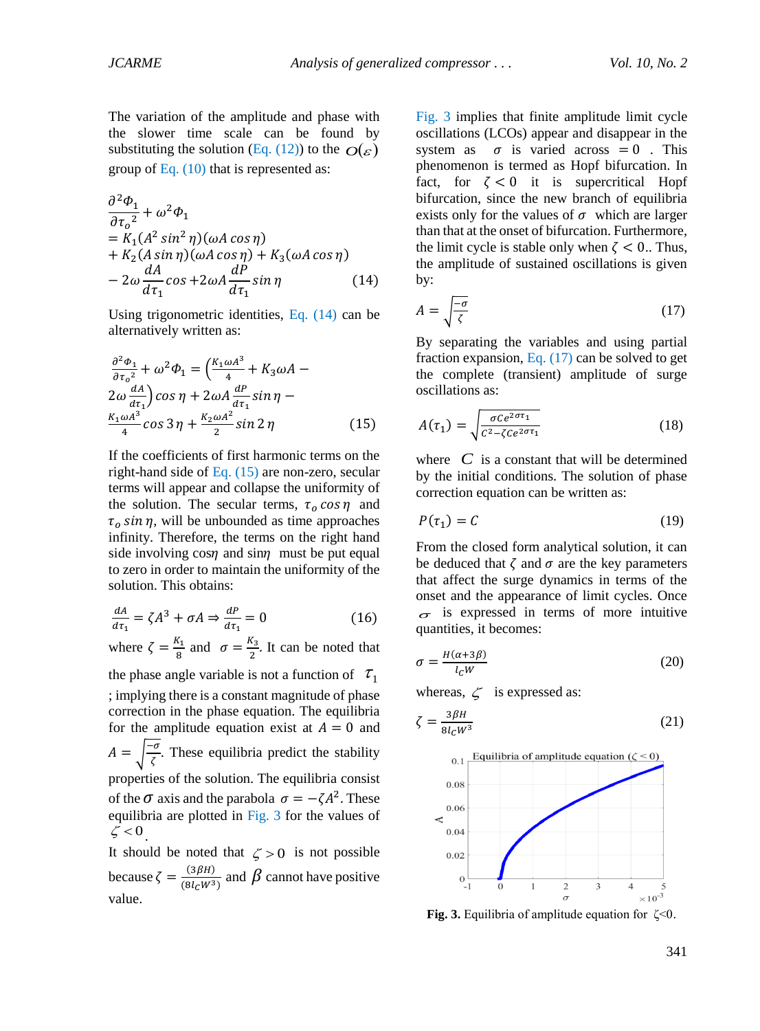The variation of the amplitude and phase with the slower time scale can be found by substituting the solution (Eq. (12)) to the $O(\varepsilon)$ group of Eq. (10) that is represented as:

$$\begin{aligned}
&\frac{\partial^2 \Phi_1}{\partial {\tau_o}^2} + \omega^2 \Phi_1 \\
&= K_1(A^2 \sin^2 \eta)(\omega A \cos \eta) \\
&+ K_2(A \sin \eta)(\omega A \cos \eta) + K_3(\omega A \cos \eta) \\
&- 2\omega \frac{dA}{d\tau_1} \cos + 2\omega A \frac{dP}{d\tau_1} \sin \eta
\end{aligned} \tag{14}$$

Using trigonometric identities, Eq. (14) can be alternatively written as:

$$\frac{\partial^2 \Phi_1}{\partial {\tau_o}^2} + \omega^2 \Phi_1 = \left(\frac{K_1 \omega A^3}{4} + K_3 \omega A - 2\omega \frac{dA}{d\tau_1}\right) \cos \eta + 2\omega A \frac{dP}{d\tau_1} \sin \eta - \frac{K_1 \omega A^3}{4} \cos 3\eta + \frac{K_2 \omega A^2}{2} \sin 2\eta \tag{15}$$

If the coefficients of first harmonic terms on the right-hand side of Eq. (15) are non-zero, secular terms will appear and collapse the uniformity of the solution. The secular terms, $\tau_o \cos \eta$ and $\tau_o \sin \eta$, will be unbounded as time approaches infinity. Therefore, the terms on the right hand side involving $\cos\eta$ and $\sin\eta$ must be put equal to zero in order to maintain the uniformity of the solution. This obtains:

$$\frac{dA}{d\tau_1} = \zeta A^3 + \sigma A \Rightarrow \frac{dP}{d\tau_1} = 0 \tag{16}$$

where $\zeta = \frac{K_1}{8}$ and $\sigma = \frac{K_3}{2}$. It can be noted that the phase angle variable is not a function of $\tau_1$; implying there is a constant magnitude of phase correction in the phase equation. The equilibria for the amplitude equation exist at $A = 0$ and $A = \sqrt{\frac{-\sigma}{\zeta}}$. These equilibria predict the stability properties of the solution. The equilibria consist of the $\sigma$ axis and the parabola $\sigma = -\zeta A^2$. These equilibria are plotted in Fig. 3 for the values of $\zeta < 0$.

It should be noted that $\zeta > 0$ is not possible because $\zeta = \frac{(3\beta H)}{(8 l_C W^3)}$ and $\beta$ cannot have positive value.

Fig. 3 implies that finite amplitude limit cycle oscillations (LCOs) appear and disappear in the system as $\sigma$ is varied across $= 0$. This phenomenon is termed as Hopf bifurcation. In fact, for $\zeta < 0$ it is supercritical Hopf bifurcation, since the new branch of equilibria exists only for the values of $\sigma$ which are larger than that at the onset of bifurcation. Furthermore, the limit cycle is stable only when $\zeta < 0$.. Thus, the amplitude of sustained oscillations is given by:

$$A = \sqrt{\frac{-\sigma}{\zeta}} \tag{17}$$

By separating the variables and using partial fraction expansion, Eq. (17) can be solved to get the complete (transient) amplitude of surge oscillations as:

$$A(\tau_1) = \sqrt{\frac{\sigma C e^{2\sigma \tau_1}}{C^2 - \zeta C e^{2\sigma \tau_1}}} \tag{18}$$

where $C$ is a constant that will be determined by the initial conditions. The solution of phase correction equation can be written as:

$$P(\tau_1) = C \tag{19}$$

From the closed form analytical solution, it can be deduced that $\zeta$ and $\sigma$ are the key parameters that affect the surge dynamics in terms of the onset and the appearance of limit cycles. Once $\sigma$ is expressed in terms of more intuitive quantities, it becomes:

$$\sigma = \frac{H(\alpha + 3\beta)}{l_C W} \tag{20}$$

whereas, $\zeta$ is expressed as:

$$\zeta = \frac{3\beta H}{8 l_C W^3} \tag{21}$$

**Fig. 3.** Equilibria of amplitude equation for $\zeta<0$.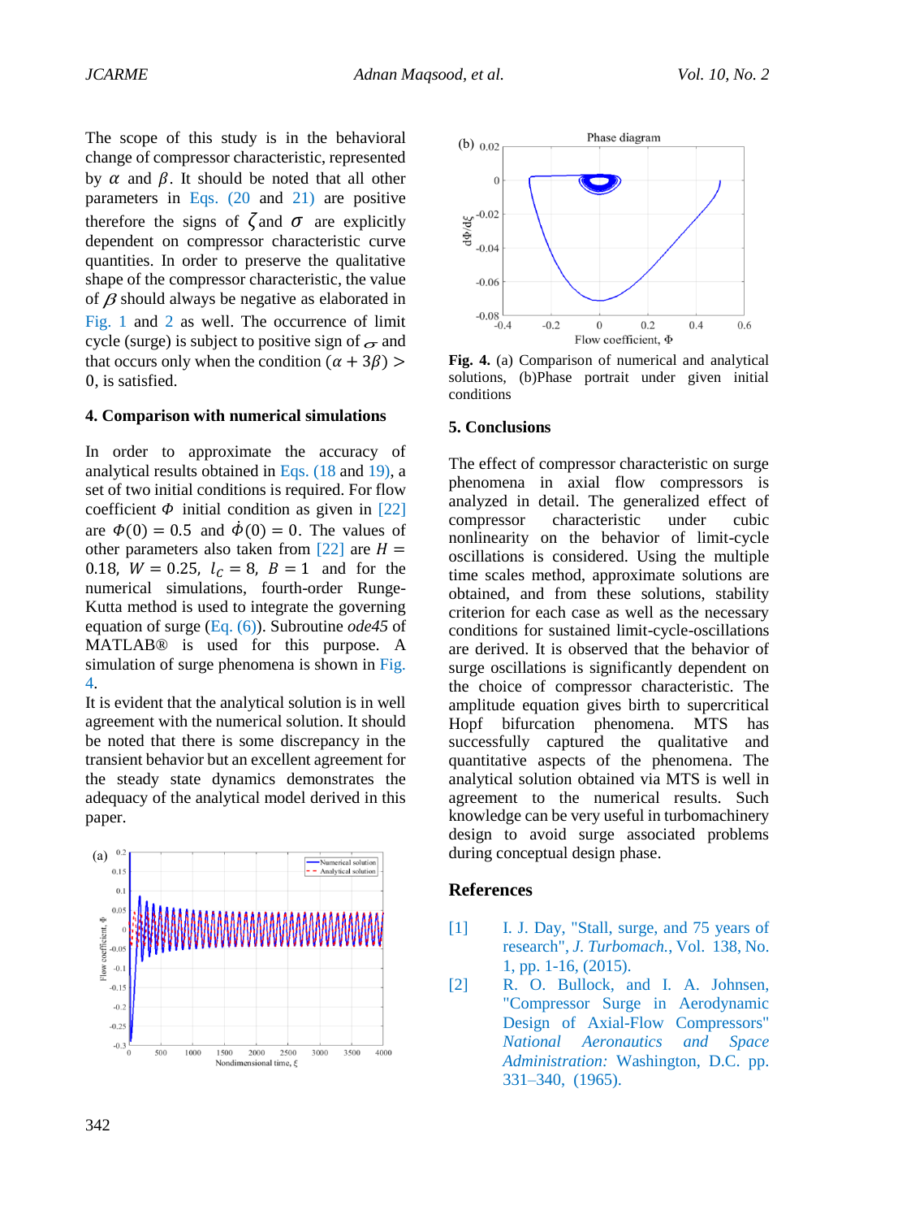The scope of this study is in the behavioral change of compressor characteristic, represented by $\alpha$ and $\beta$. It should be noted that all other parameters in Eqs. (20 and 21) are positive therefore the signs of $\zeta$ and $\sigma$ are explicitly dependent on compressor characteristic curve quantities. In order to preserve the qualitative shape of the compressor characteristic, the value of $\beta$ should always be negative as elaborated in Fig. 1 and 2 as well. The occurrence of limit cycle (surge) is subject to positive sign of $\sigma$ and that occurs only when the condition $(\alpha + 3\beta) > 0$, is satisfied.

## 4. Comparison with numerical simulations

In order to approximate the accuracy of analytical results obtained in Eqs. (18 and 19), a set of two initial conditions is required. For flow coefficient $\Phi$ initial condition as given in [22] are $\Phi(0) = 0.5$ and $\dot{\Phi}(0) = 0$. The values of other parameters also taken from [22] are $H = 0.18$, $W = 0.25$, $l_c = 8$, $B = 1$ and for the numerical simulations, fourth-order Runge-Kutta method is used to integrate the governing equation of surge (Eq. (6)). Subroutine *ode45* of MATLAB® is used for this purpose. A simulation of surge phenomena is shown in Fig. 4.

It is evident that the analytical solution is in well agreement with the numerical solution. It should be noted that there is some discrepancy in the transient behavior but an excellent agreement for the steady state dynamics demonstrates the adequacy of the analytical model derived in this paper.

**Fig. 4.** (a) Comparison of numerical and analytical solutions, (b)Phase portrait under given initial conditions

## 5. Conclusions

The effect of compressor characteristic on surge phenomena in axial flow compressors is analyzed in detail. The generalized effect of compressor characteristic under cubic nonlinearity on the behavior of limit-cycle oscillations is considered. Using the multiple time scales method, approximate solutions are obtained, and from these solutions, stability criterion for each case as well as the necessary conditions for sustained limit-cycle-oscillations are derived. It is observed that the behavior of surge oscillations is significantly dependent on the choice of compressor characteristic. The amplitude equation gives birth to supercritical Hopf bifurcation phenomena. MTS has successfully captured the qualitative and quantitative aspects of the phenomena. The analytical solution obtained via MTS is well in agreement to the numerical results. Such knowledge can be very useful in turbomachinery design to avoid surge associated problems during conceptual design phase.

## References

[1] I. J. Day, "Stall, surge, and 75 years of research", *J. Turbomach.*, Vol. 138, No. 1, pp. 1-16, (2015).

[2] R. O. Bullock, and I. A. Johnsen, "Compressor Surge in Aerodynamic Design of Axial-Flow Compressors" *National Aeronautics and Space Administration:* Washington, D.C. pp. 331–340, (1965).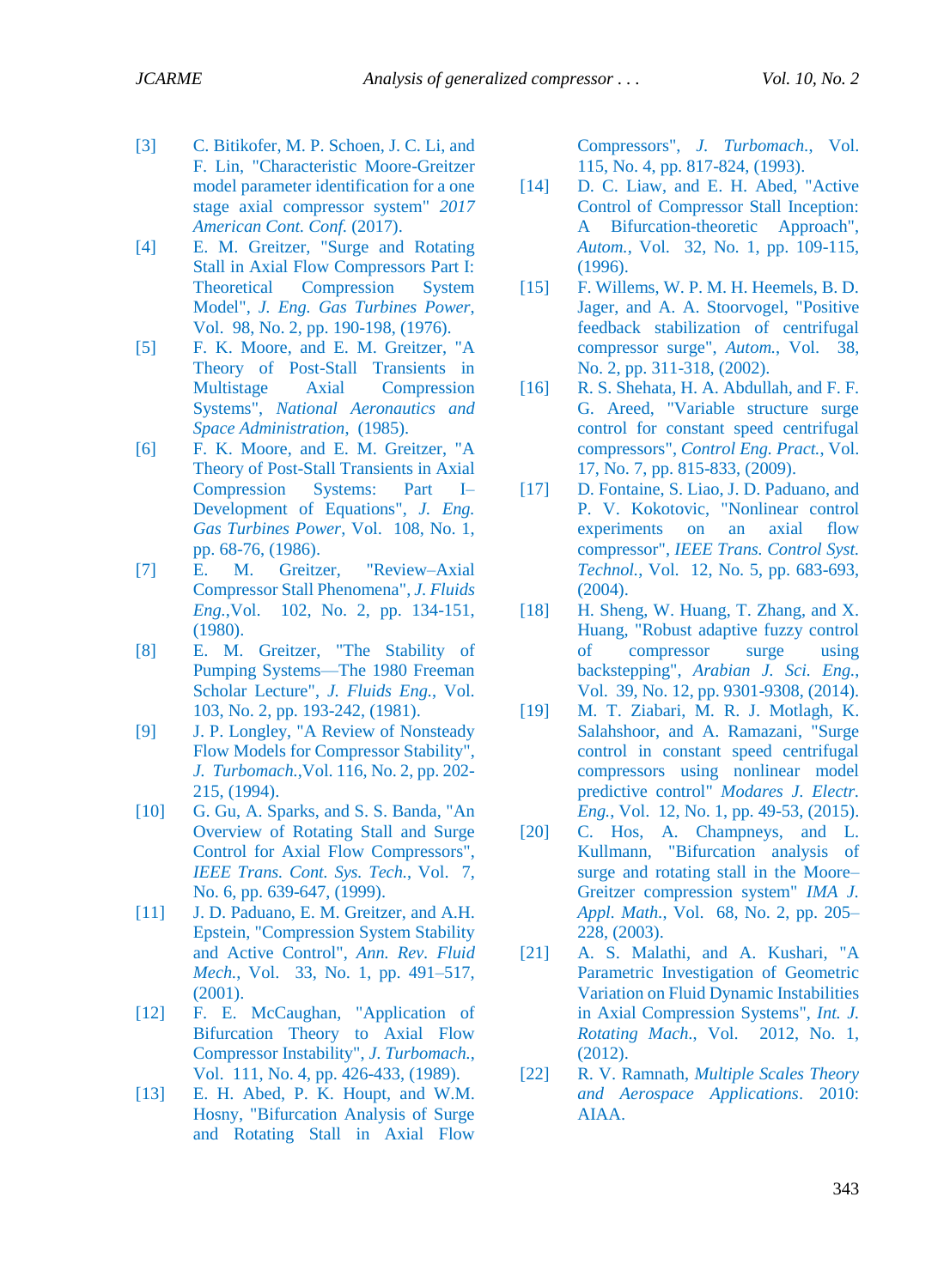[3] C. Bitikofer, M. P. Schoen, J. C. Li, and F. Lin, "Characteristic Moore-Greitzer model parameter identification for a one stage axial compressor system" *2017 American Cont. Conf.* (2017).

[4] E. M. Greitzer, "Surge and Rotating Stall in Axial Flow Compressors Part I: Theoretical Compression System Model", *J. Eng. Gas Turbines Power*, Vol. 98, No. 2, pp. 190-198, (1976).

[5] F. K. Moore, and E. M. Greitzer, "A Theory of Post-Stall Transients in Multistage Axial Compression Systems", *National Aeronautics and Space Administration*, (1985).

[6] F. K. Moore, and E. M. Greitzer, "A Theory of Post-Stall Transients in Axial Compression Systems: Part I–Development of Equations", *J. Eng. Gas Turbines Power*, Vol. 108, No. 1, pp. 68-76, (1986).

[7] E. M. Greitzer, "Review–Axial Compressor Stall Phenomena", *J. Fluids Eng.*,Vol. 102, No. 2, pp. 134-151, (1980).

[8] E. M. Greitzer, "The Stability of Pumping Systems—The 1980 Freeman Scholar Lecture", *J. Fluids Eng.*, Vol. 103, No. 2, pp. 193-242, (1981).

[9] J. P. Longley, "A Review of Nonsteady Flow Models for Compressor Stability", *J. Turbomach.*,Vol. 116, No. 2, pp. 202-215, (1994).

[10] G. Gu, A. Sparks, and S. S. Banda, "An Overview of Rotating Stall and Surge Control for Axial Flow Compressors", *IEEE Trans. Cont. Sys. Tech.*, Vol. 7, No. 6, pp. 639-647, (1999).

[11] J. D. Paduano, E. M. Greitzer, and A.H. Epstein, "Compression System Stability and Active Control", *Ann. Rev. Fluid Mech.*, Vol. 33, No. 1, pp. 491–517, (2001).

[12] F. E. McCaughan, "Application of Bifurcation Theory to Axial Flow Compressor Instability", *J. Turbomach.*, Vol. 111, No. 4, pp. 426-433, (1989).

[13] E. H. Abed, P. K. Houpt, and W.M. Hosny, "Bifurcation Analysis of Surge and Rotating Stall in Axial Flow Compressors", *J. Turbomach.*, Vol. 115, No. 4, pp. 817-824, (1993).

[14] D. C. Liaw, and E. H. Abed, "Active Control of Compressor Stall Inception: A Bifurcation-theoretic Approach", *Autom.*, Vol. 32, No. 1, pp. 109-115, (1996).

[15] F. Willems, W. P. M. H. Heemels, B. D. Jager, and A. A. Stoorvogel, "Positive feedback stabilization of centrifugal compressor surge", *Autom.*, Vol. 38, No. 2, pp. 311-318, (2002).

[16] R. S. Shehata, H. A. Abdullah, and F. F. G. Areed, "Variable structure surge control for constant speed centrifugal compressors", *Control Eng. Pract.*, Vol. 17, No. 7, pp. 815-833, (2009).

[17] D. Fontaine, S. Liao, J. D. Paduano, and P. V. Kokotovic, "Nonlinear control experiments on an axial flow compressor", *IEEE Trans. Control Syst. Technol.*, Vol. 12, No. 5, pp. 683-693, (2004).

[18] H. Sheng, W. Huang, T. Zhang, and X. Huang, "Robust adaptive fuzzy control of compressor surge using backstepping", *Arabian J. Sci. Eng.*, Vol. 39, No. 12, pp. 9301-9308, (2014).

[19] M. T. Ziabari, M. R. J. Motlagh, K. Salahshoor, and A. Ramazani, "Surge control in constant speed centrifugal compressors using nonlinear model predictive control" *Modares J. Electr. Eng.*, Vol. 12, No. 1, pp. 49-53, (2015).

[20] C. Hos, A. Champneys, and L. Kullmann, "Bifurcation analysis of surge and rotating stall in the Moore–Greitzer compression system" *IMA J. Appl. Math.*, Vol. 68, No. 2, pp. 205–228, (2003).

[21] A. S. Malathi, and A. Kushari, "A Parametric Investigation of Geometric Variation on Fluid Dynamic Instabilities in Axial Compression Systems", *Int. J. Rotating Mach.*, Vol. 2012, No. 1, (2012).

[22] R. V. Ramnath, *Multiple Scales Theory and Aerospace Applications*. 2010: AIAA.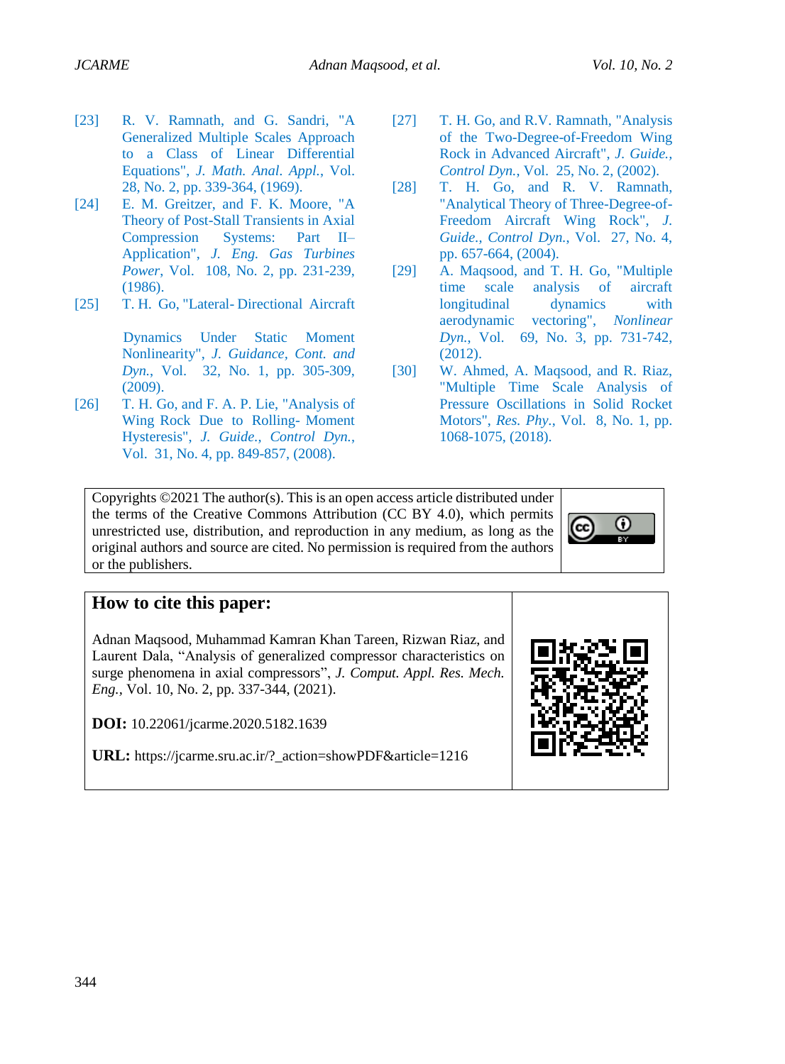[23] R. V. Ramnath, and G. Sandri, "A Generalized Multiple Scales Approach to a Class of Linear Differential Equations", *J. Math. Anal. Appl.*, Vol. 28, No. 2, pp. 339-364, (1969).

[24] E. M. Greitzer, and F. K. Moore, "A Theory of Post-Stall Transients in Axial Compression Systems: Part II–Application", *J. Eng. Gas Turbines Power*, Vol. 108, No. 2, pp. 231-239, (1986).

[25] T. H. Go, "Lateral- Directional Aircraft Dynamics Under Static Moment Nonlinearity", *J. Guidance, Cont. and Dyn.*, Vol. 32, No. 1, pp. 305-309, (2009).

[26] T. H. Go, and F. A. P. Lie, "Analysis of Wing Rock Due to Rolling- Moment Hysteresis", *J. Guide., Control Dyn.*, Vol. 31, No. 4, pp. 849-857, (2008).

[27] T. H. Go, and R.V. Ramnath, "Analysis of the Two-Degree-of-Freedom Wing Rock in Advanced Aircraft", *J. Guide., Control Dyn.*, Vol. 25, No. 2, (2002).

[28] T. H. Go, and R. V. Ramnath, "Analytical Theory of Three-Degree-of-Freedom Aircraft Wing Rock", *J. Guide., Control Dyn.*, Vol. 27, No. 4, pp. 657-664, (2004).

[29] A. Maqsood, and T. H. Go, "Multiple time scale analysis of aircraft longitudinal dynamics with aerodynamic vectoring", *Nonlinear Dyn.*, Vol. 69, No. 3, pp. 731-742, (2012).

[30] W. Ahmed, A. Maqsood, and R. Riaz, "Multiple Time Scale Analysis of Pressure Oscillations in Solid Rocket Motors", *Res. Phy.*, Vol. 8, No. 1, pp. 1068-1075, (2018).

Copyrights ©2021 The author(s). This is an open access article distributed under the terms of the Creative Commons Attribution (CC BY 4.0), which permits unrestricted use, distribution, and reproduction in any medium, as long as the original authors and source are cited. No permission is required from the authors or the publishers.

## How to cite this paper:

Adnan Maqsood, Muhammad Kamran Khan Tareen, Rizwan Riaz, and Laurent Dala, "Analysis of generalized compressor characteristics on surge phenomena in axial compressors", *J. Comput. Appl. Res. Mech. Eng.*, Vol. 10, No. 2, pp. 337-344, (2021).

**DOI:** 10.22061/jcarme.2020.5182.1639

**URL:** https://jcarme.sru.ac.ir/?_action=showPDF&article=1216